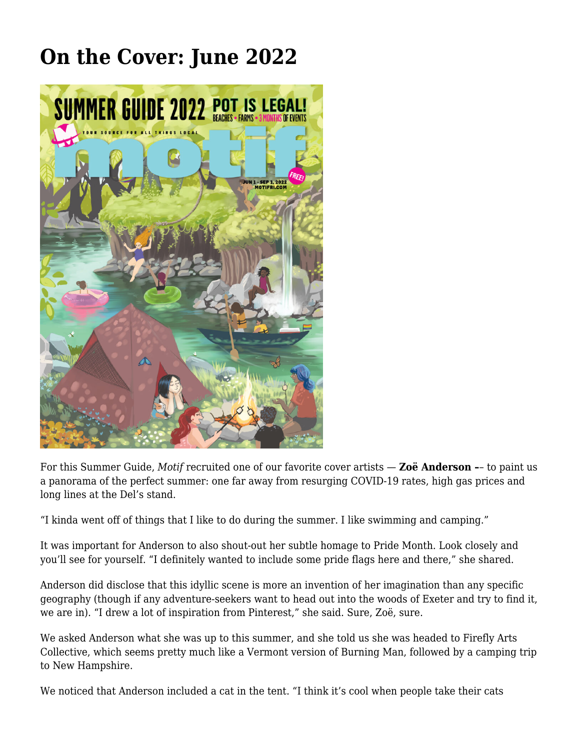# On the Cover: June 2022

For this Summer Guide, *Motif* recruited one of our favorite cover artists — **Zoë Anderson –**– to paint us a panorama of the perfect summer: one far away from resurging COVID-19 rates, high gas prices and long lines at the Del's stand.

"I kinda went off of things that I like to do during the summer. I like swimming and camping."

It was important for Anderson to also shout-out her subtle homage to Pride Month. Look closely and you'll see for yourself. "I definitely wanted to include some pride flags here and there," she shared.

Anderson did disclose that this idyllic scene is more an invention of her imagination than any specific geography (though if any adventure-seekers want to head out into the woods of Exeter and try to find it, we are in). "I drew a lot of inspiration from Pinterest," she said. Sure, Zoë, sure.

We asked Anderson what she was up to this summer, and she told us she was headed to Firefly Arts Collective, which seems pretty much like a Vermont version of Burning Man, followed by a camping trip to New Hampshire.

We noticed that Anderson included a cat in the tent. "I think it's cool when people take their cats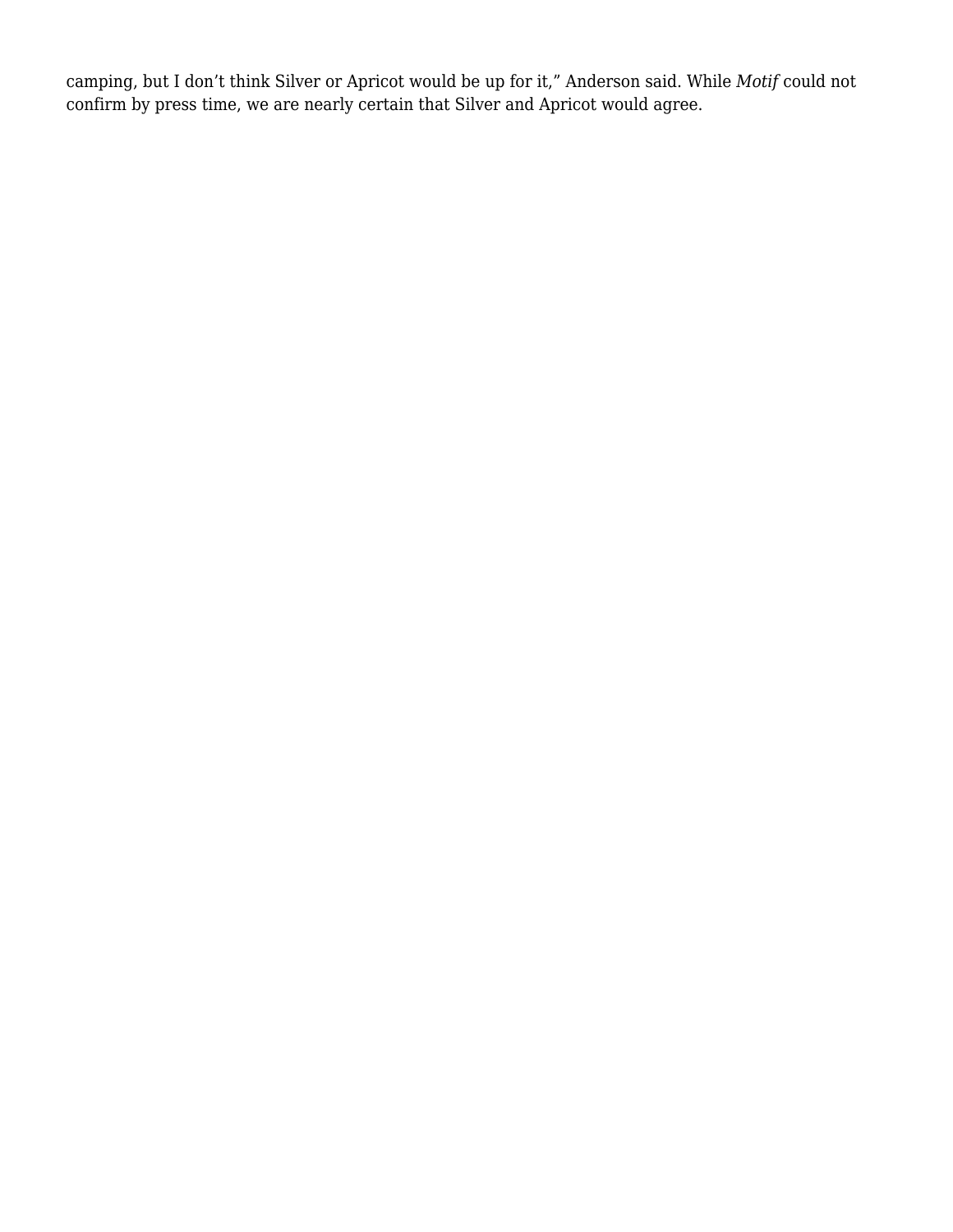camping, but I don’t think Silver or Apricot would be up for it,” Anderson said. While *Motif* could not confirm by press time, we are nearly certain that Silver and Apricot would agree.